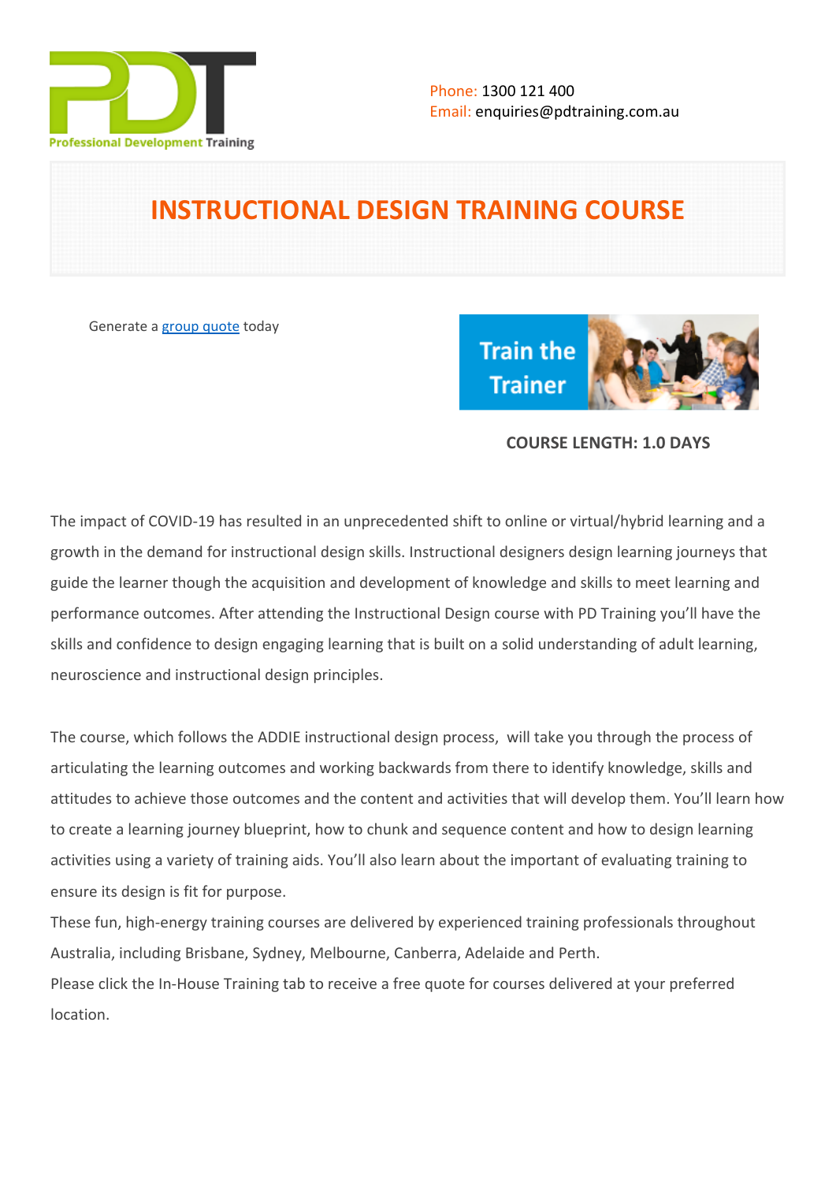Phone: 1300 121 400
Email: enquiries@pdtraining.com.au

# INSTRUCTIONAL DESIGN TRAINING COURSE

Generate a group quote today

**COURSE LENGTH: 1.0 DAYS**

The impact of COVID-19 has resulted in an unprecedented shift to online or virtual/hybrid learning and a growth in the demand for instructional design skills. Instructional designers design learning journeys that guide the learner though the acquisition and development of knowledge and skills to meet learning and performance outcomes. After attending the Instructional Design course with PD Training you'll have the skills and confidence to design engaging learning that is built on a solid understanding of adult learning, neuroscience and instructional design principles.

The course, which follows the ADDIE instructional design process, will take you through the process of articulating the learning outcomes and working backwards from there to identify knowledge, skills and attitudes to achieve those outcomes and the content and activities that will develop them. You'll learn how to create a learning journey blueprint, how to chunk and sequence content and how to design learning activities using a variety of training aids. You'll also learn about the important of evaluating training to ensure its design is fit for purpose.

These fun, high-energy training courses are delivered by experienced training professionals throughout Australia, including Brisbane, Sydney, Melbourne, Canberra, Adelaide and Perth.

Please click the In-House Training tab to receive a free quote for courses delivered at your preferred location.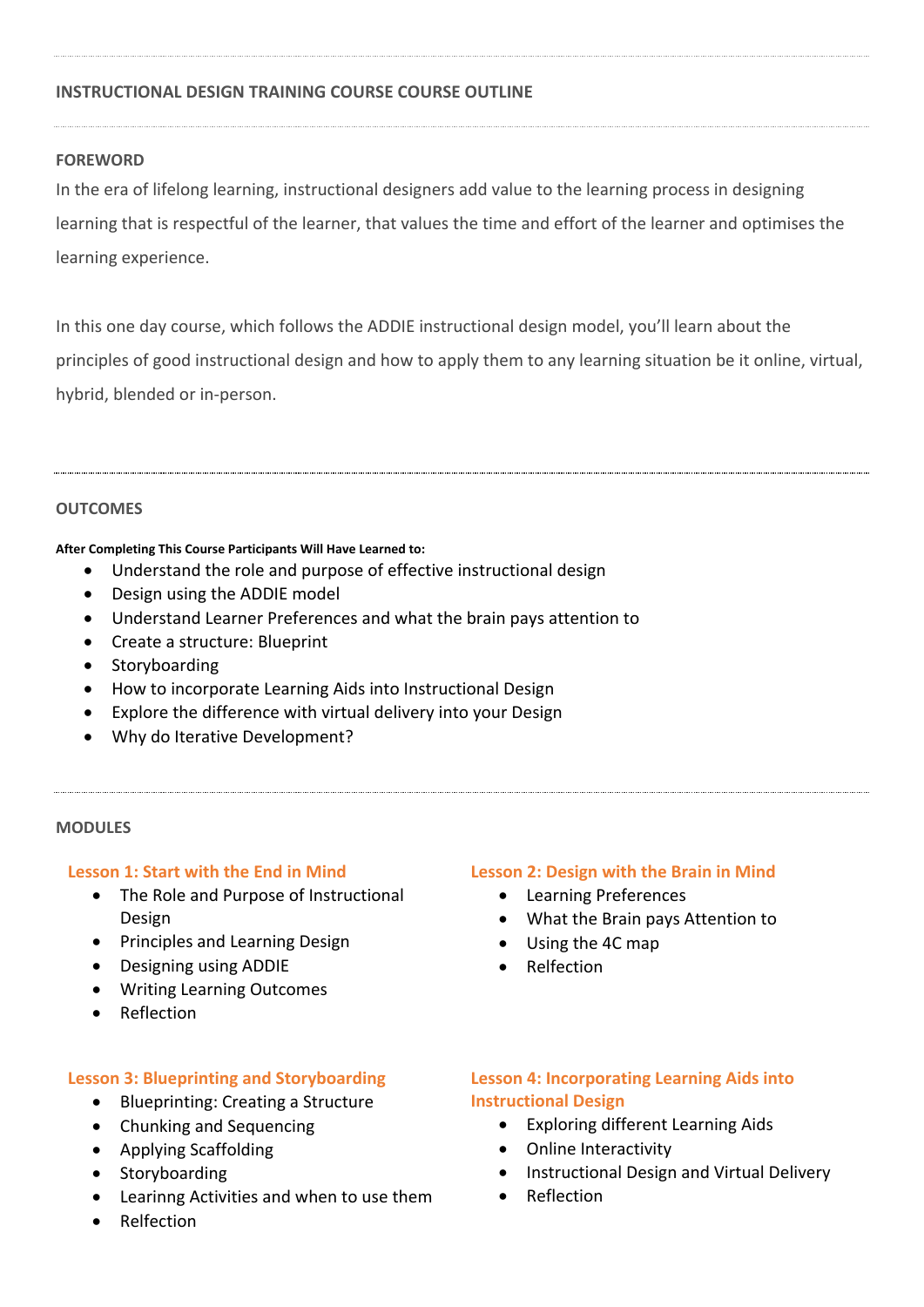## INSTRUCTIONAL DESIGN TRAINING COURSE COURSE OUTLINE

### FOREWORD

In the era of lifelong learning, instructional designers add value to the learning process in designing learning that is respectful of the learner, that values the time and effort of the learner and optimises the learning experience.

In this one day course, which follows the ADDIE instructional design model, you'll learn about the principles of good instructional design and how to apply them to any learning situation be it online, virtual, hybrid, blended or in-person.

### OUTCOMES

**After Completing This Course Participants Will Have Learned to:**

- Understand the role and purpose of effective instructional design
- Design using the ADDIE model
- Understand Learner Preferences and what the brain pays attention to
- Create a structure: Blueprint
- Storyboarding
- How to incorporate Learning Aids into Instructional Design
- Explore the difference with virtual delivery into your Design
- Why do Iterative Development?

### MODULES

#### Lesson 1: Start with the End in Mind

- The Role and Purpose of Instructional Design
- Principles and Learning Design
- Designing using ADDIE
- Writing Learning Outcomes
- Reflection

#### Lesson 2: Design with the Brain in Mind

- Learning Preferences
- What the Brain pays Attention to
- Using the 4C map
- Relfection

#### Lesson 3: Blueprinting and Storyboarding

- Blueprinting: Creating a Structure
- Chunking and Sequencing
- Applying Scaffolding
- Storyboarding
- Learinng Activities and when to use them
- Relfection

#### Lesson 4: Incorporating Learning Aids into Instructional Design

- Exploring different Learning Aids
- Online Interactivity
- Instructional Design and Virtual Delivery
- Reflection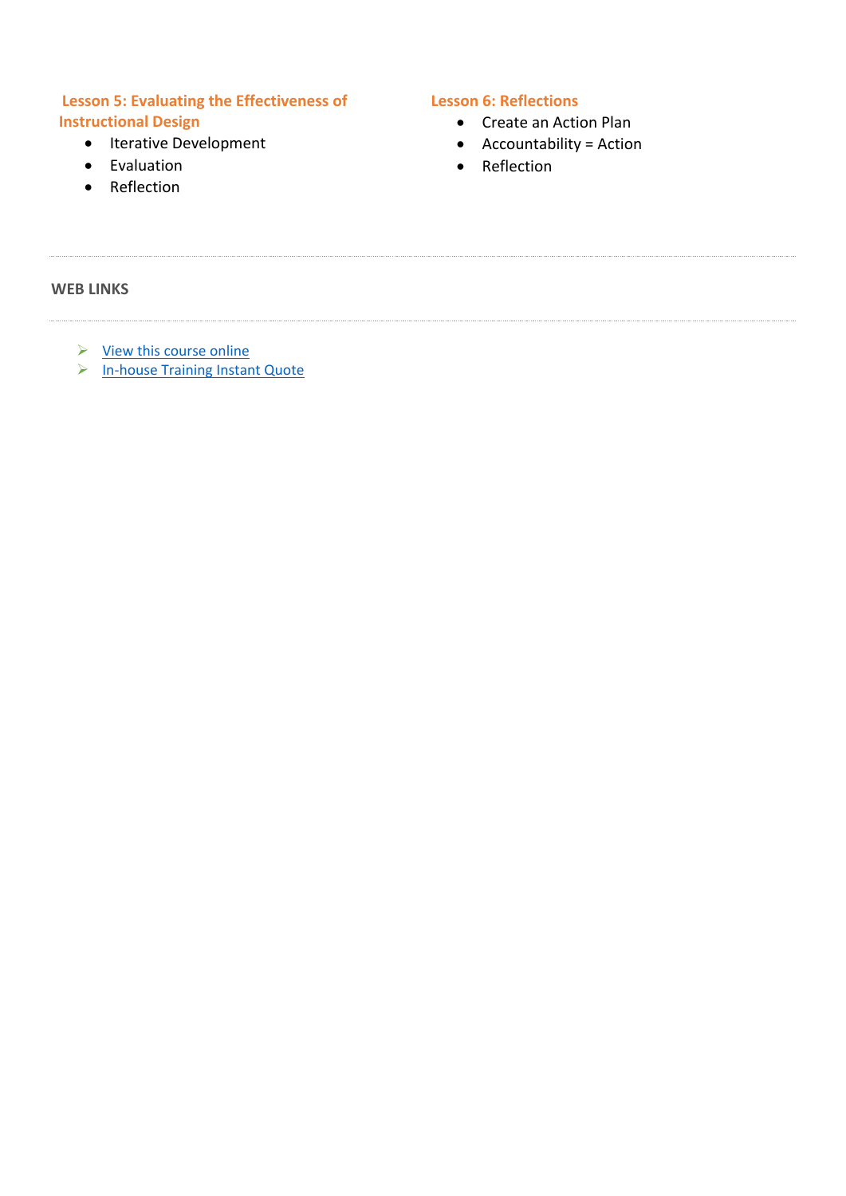### Lesson 5: Evaluating the Effectiveness of Instructional Design

- Iterative Development
- Evaluation
- Reflection

### Lesson 6: Reflections

- Create an Action Plan
- Accountability = Action
- Reflection

---

**WEB LINKS**

---

- View this course online
- In-house Training Instant Quote